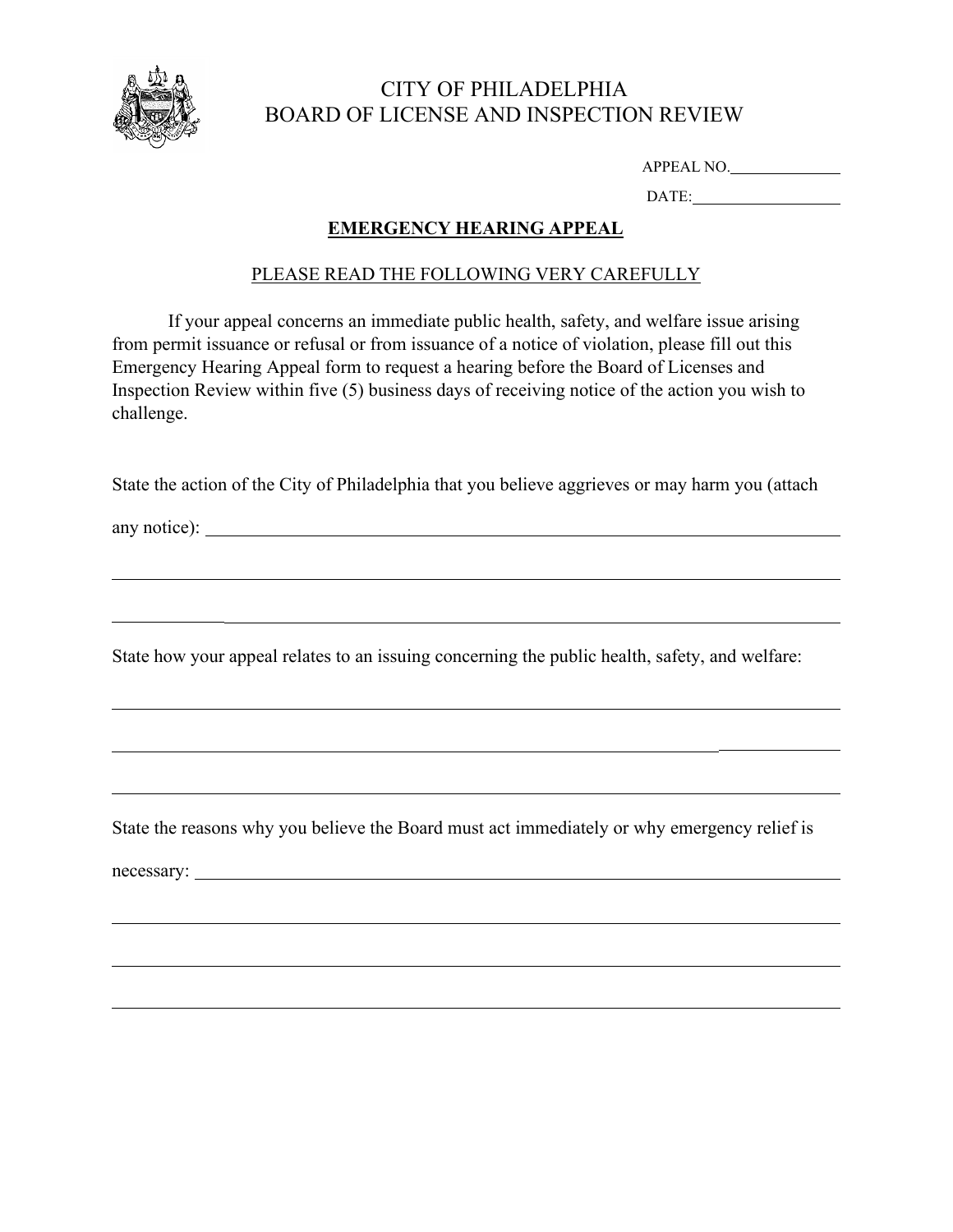# CITY OF PHILADELPHIA
# BOARD OF LICENSE AND INSPECTION REVIEW

APPEAL NO.______________

DATE:__________________

## EMERGENCY HEARING APPEAL

PLEASE READ THE FOLLOWING VERY CAREFULLY

If your appeal concerns an immediate public health, safety, and welfare issue arising from permit issuance or refusal or from issuance of a notice of violation, please fill out this Emergency Hearing Appeal form to request a hearing before the Board of Licenses and Inspection Review within five (5) business days of receiving notice of the action you wish to challenge.

State the action of the City of Philadelphia that you believe aggrieves or may harm you (attach any notice): ________________________________________________________________

________________________________________________________________

________________________________________________________________

State how your appeal relates to an issuing concerning the public health, safety, and welfare:

________________________________________________________________

________________________________________________________________

________________________________________________________________

State the reasons why you believe the Board must act immediately or why emergency relief is necessary: ________________________________________________________________

________________________________________________________________

________________________________________________________________

________________________________________________________________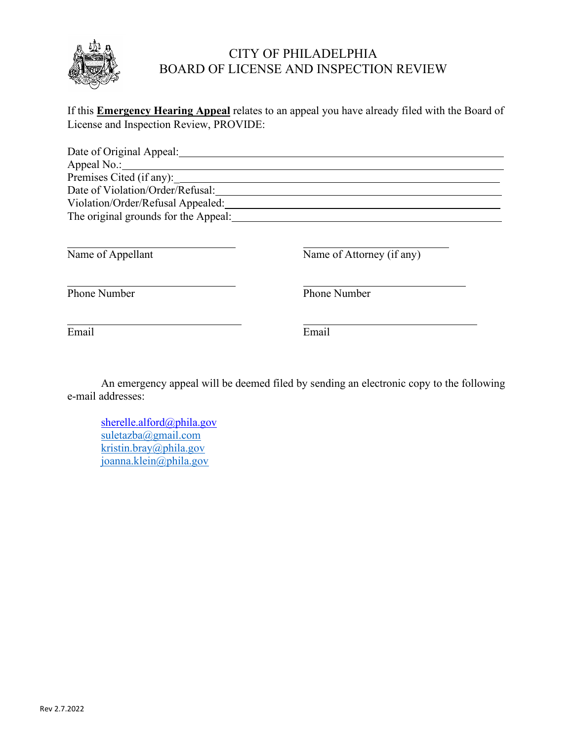# CITY OF PHILADELPHIA
# BOARD OF LICENSE AND INSPECTION REVIEW

If this **Emergency Hearing Appeal** relates to an appeal you have already filed with the Board of License and Inspection Review, PROVIDE:

Date of Original Appeal:\_\_\_\_\_\_\_\_\_\_\_\_\_\_\_\_\_\_\_\_\_\_\_\_\_\_\_\_\_\_\_\_\_\_\_\_\_\_\_\_
Appeal No.:\_\_\_\_\_\_\_\_\_\_\_\_\_\_\_\_\_\_\_\_\_\_\_\_\_\_\_\_\_\_\_\_\_\_\_\_\_\_\_\_\_\_\_\_\_\_\_\_
Premises Cited (if any):\_\_\_\_\_\_\_\_\_\_\_\_\_\_\_\_\_\_\_\_\_\_\_\_\_\_\_\_\_\_\_\_\_\_\_\_\_\_\_\_\_
Date of Violation/Order/Refusal:\_\_\_\_\_\_\_\_\_\_\_\_\_\_\_\_\_\_\_\_\_\_\_\_\_\_\_\_\_\_\_\_\_\_\_
Violation/Order/Refusal Appealed:\_\_\_\_\_\_\_\_\_\_\_\_\_\_\_\_\_\_\_\_\_\_\_\_\_\_\_\_\_\_\_\_\_\_
The original grounds for the Appeal:\_\_\_\_\_\_\_\_\_\_\_\_\_\_\_\_\_\_\_\_\_\_\_\_\_\_\_\_\_\_\_\_

\_\_\_\_\_\_\_\_\_\_\_\_\_\_\_\_\_\_\_\_\_\_\_\_\_\_
Name of Appellant

\_\_\_\_\_\_\_\_\_\_\_\_\_\_\_\_\_\_\_\_\_\_\_\_\_\_
Name of Attorney (if any)

\_\_\_\_\_\_\_\_\_\_\_\_\_\_\_\_\_\_\_\_\_\_\_\_\_\_
Phone Number

\_\_\_\_\_\_\_\_\_\_\_\_\_\_\_\_\_\_\_\_\_\_\_\_\_\_
Phone Number

\_\_\_\_\_\_\_\_\_\_\_\_\_\_\_\_\_\_\_\_\_\_\_\_\_\_
Email

\_\_\_\_\_\_\_\_\_\_\_\_\_\_\_\_\_\_\_\_\_\_\_\_\_\_
Email

An emergency appeal will be deemed filed by sending an electronic copy to the following e-mail addresses:

sherelle.alford@phila.gov
suletazba@gmail.com
kristin.bray@phila.gov
joanna.klein@phila.gov

Rev 2.7.2022